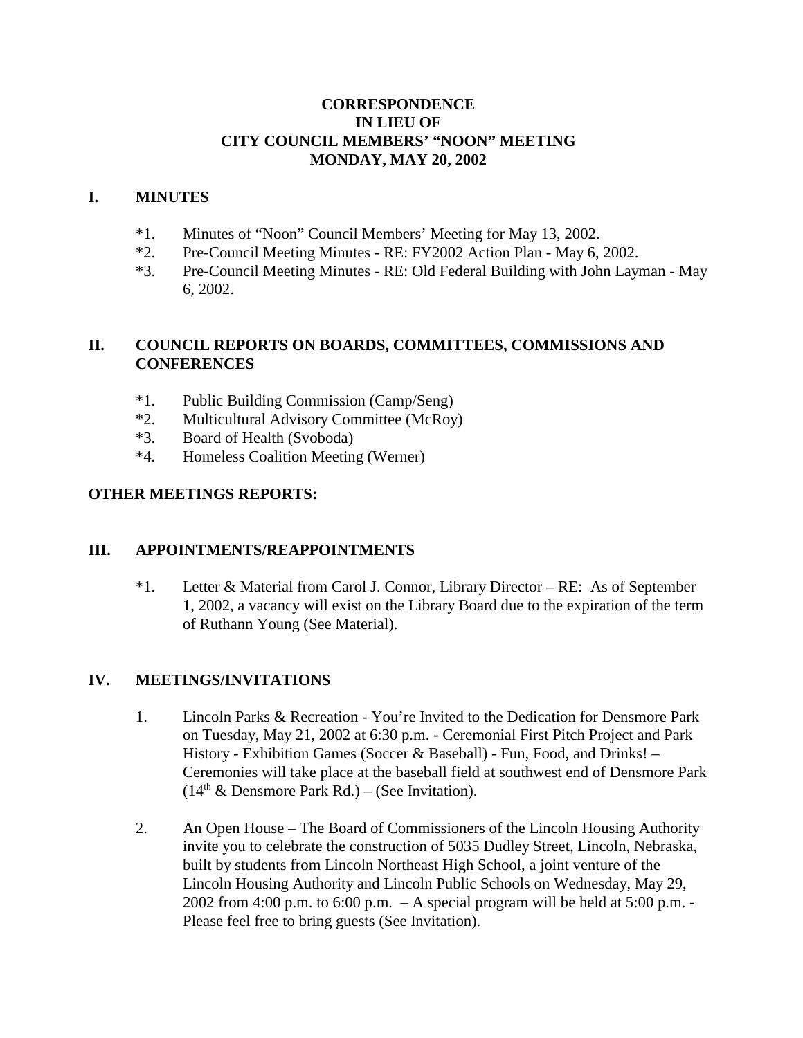# CORRESPONDENCE
# IN LIEU OF
# CITY COUNCIL MEMBERS' "NOON" MEETING
# MONDAY, MAY 20, 2002

## I. MINUTES

*1. Minutes of "Noon" Council Members' Meeting for May 13, 2002.
*2. Pre-Council Meeting Minutes - RE: FY2002 Action Plan - May 6, 2002.
*3. Pre-Council Meeting Minutes - RE: Old Federal Building with John Layman - May 6, 2002.

## II. COUNCIL REPORTS ON BOARDS, COMMITTEES, COMMISSIONS AND CONFERENCES

*1. Public Building Commission (Camp/Seng)
*2. Multicultural Advisory Committee (McRoy)
*3. Board of Health (Svoboda)
*4. Homeless Coalition Meeting (Werner)

## OTHER MEETINGS REPORTS:

## III. APPOINTMENTS/REAPPOINTMENTS

*1. Letter & Material from Carol J. Connor, Library Director – RE: As of September 1, 2002, a vacancy will exist on the Library Board due to the expiration of the term of Ruthann Young (See Material).

## IV. MEETINGS/INVITATIONS

1. Lincoln Parks & Recreation - You're Invited to the Dedication for Densmore Park on Tuesday, May 21, 2002 at 6:30 p.m. - Ceremonial First Pitch Project and Park History - Exhibition Games (Soccer & Baseball) - Fun, Food, and Drinks! – Ceremonies will take place at the baseball field at southwest end of Densmore Park (14th & Densmore Park Rd.) – (See Invitation).

2. An Open House – The Board of Commissioners of the Lincoln Housing Authority invite you to celebrate the construction of 5035 Dudley Street, Lincoln, Nebraska, built by students from Lincoln Northeast High School, a joint venture of the Lincoln Housing Authority and Lincoln Public Schools on Wednesday, May 29, 2002 from 4:00 p.m. to 6:00 p.m. – A special program will be held at 5:00 p.m. - Please feel free to bring guests (See Invitation).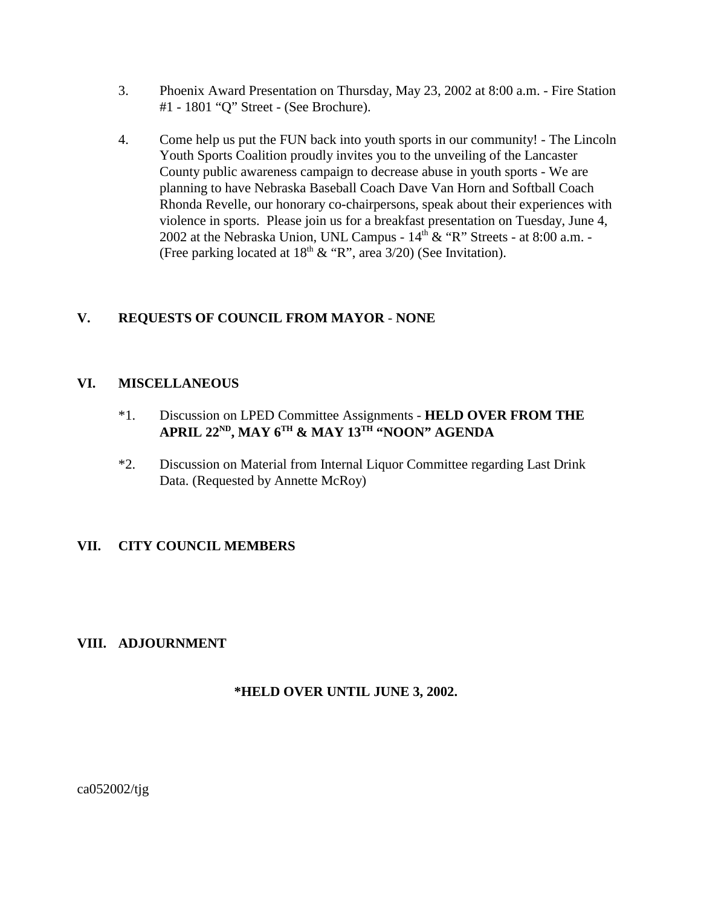3. Phoenix Award Presentation on Thursday, May 23, 2002 at 8:00 a.m. - Fire Station #1 - 1801 “Q” Street - (See Brochure).

4. Come help us put the FUN back into youth sports in our community! - The Lincoln Youth Sports Coalition proudly invites you to the unveiling of the Lancaster County public awareness campaign to decrease abuse in youth sports - We are planning to have Nebraska Baseball Coach Dave Van Horn and Softball Coach Rhonda Revelle, our honorary co-chairpersons, speak about their experiences with violence in sports. Please join us for a breakfast presentation on Tuesday, June 4, 2002 at the Nebraska Union, UNL Campus - 14th & “R” Streets - at 8:00 a.m. - (Free parking located at 18th & “R”, area 3/20) (See Invitation).

## V. REQUESTS OF COUNCIL FROM MAYOR - NONE

## VI. MISCELLANEOUS

*1. Discussion on LPED Committee Assignments - **HELD OVER FROM THE APRIL 22ND, MAY 6TH & MAY 13TH “NOON” AGENDA**

*2. Discussion on Material from Internal Liquor Committee regarding Last Drink Data. (Requested by Annette McRoy)

## VII. CITY COUNCIL MEMBERS

## VIII. ADJOURNMENT

**\*HELD OVER UNTIL JUNE 3, 2002.**

ca052002/tjg